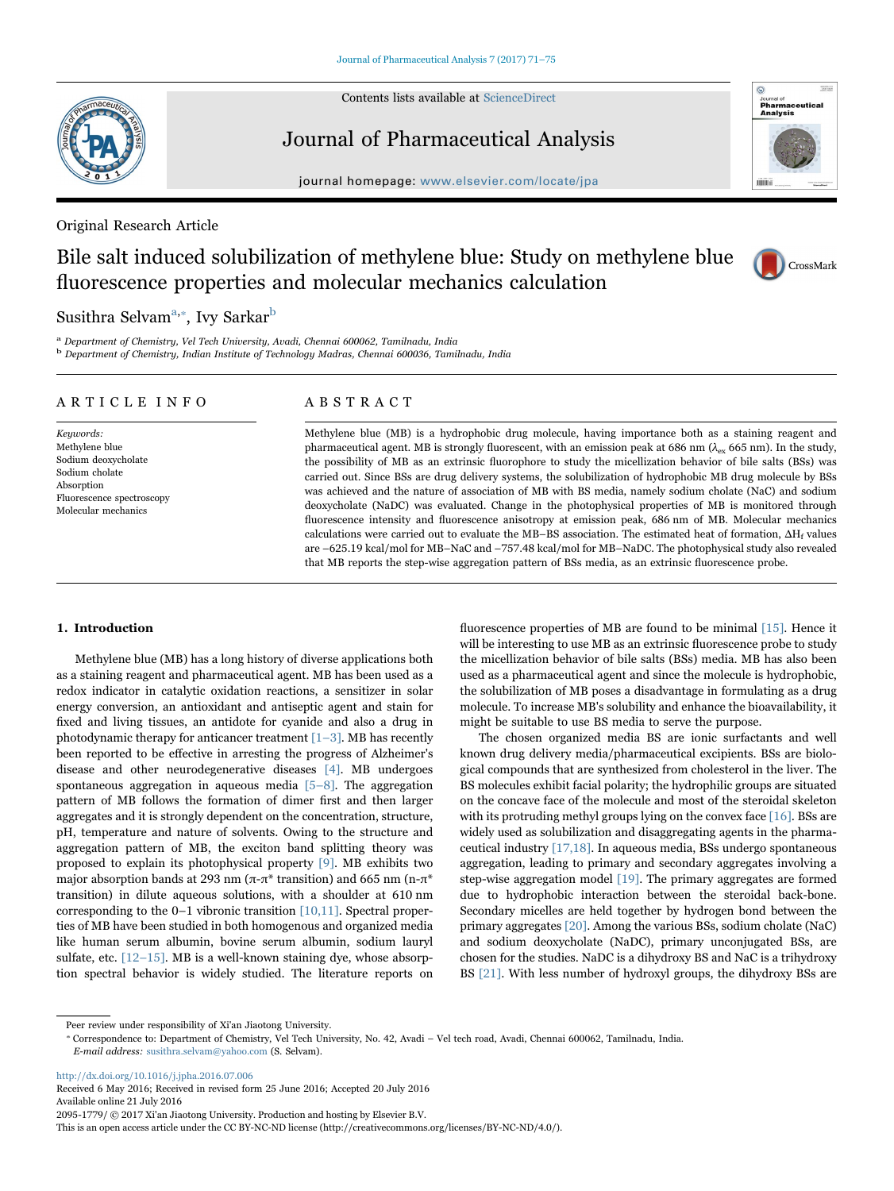Original Research Article

# Bile salt induced solubilization of methylene blue: Study on methylene blue fluorescence properties and molecular mechanics calculation

Susithra Selvam[a,*], Ivy Sarkar[b]

[a] Department of Chemistry, Vel Tech University, Avadi, Chennai 600062, Tamilnadu, India

[b] Department of Chemistry, Indian Institute of Technology Madras, Chennai 600036, Tamilnadu, India

## ARTICLE INFO

*Keywords:*
Methylene blue
Sodium deoxycholate
Sodium cholate
Absorption
Fluorescence spectroscopy
Molecular mechanics

## ABSTRACT

Methylene blue (MB) is a hydrophobic drug molecule, having importance both as a staining reagent and pharmaceutical agent. MB is strongly fluorescent, with an emission peak at 686 nm ($\lambda_{ex}$ 665 nm). In the study, the possibility of MB as an extrinsic fluorophore to study the micellization behavior of bile salts (BSs) was carried out. Since BSs are drug delivery systems, the solubilization of hydrophobic MB drug molecule by BSs was achieved and the nature of association of MB with BS media, namely sodium cholate (NaC) and sodium deoxycholate (NaDC) was evaluated. Change in the photophysical properties of MB is monitored through fluorescence intensity and fluorescence anisotropy at emission peak, 686 nm of MB. Molecular mechanics calculations were carried out to evaluate the MB–BS association. The estimated heat of formation, $\Delta H_f$ values are −625.19 kcal/mol for MB–NaC and −757.48 kcal/mol for MB–NaDC. The photophysical study also revealed that MB reports the step-wise aggregation pattern of BSs media, as an extrinsic fluorescence probe.

## 1. Introduction

Methylene blue (MB) has a long history of diverse applications both as a staining reagent and pharmaceutical agent. MB has been used as a redox indicator in catalytic oxidation reactions, a sensitizer in solar energy conversion, an antioxidant and antiseptic agent and stain for fixed and living tissues, an antidote for cyanide and also a drug in photodynamic therapy for anticancer treatment [1–3]. MB has recently been reported to be effective in arresting the progress of Alzheimer's disease and other neurodegenerative diseases [4]. MB undergoes spontaneous aggregation in aqueous media [5–8]. The aggregation pattern of MB follows the formation of dimer first and then larger aggregates and it is strongly dependent on the concentration, structure, pH, temperature and nature of solvents. Owing to the structure and aggregation pattern of MB, the exciton band splitting theory was proposed to explain its photophysical property [9]. MB exhibits two major absorption bands at 293 nm (π-π* transition) and 665 nm (n-π* transition) in dilute aqueous solutions, with a shoulder at 610 nm corresponding to the 0–1 vibronic transition [10,11]. Spectral properties of MB have been studied in both homogenous and organized media like human serum albumin, bovine serum albumin, sodium lauryl sulfate, etc. [12–15]. MB is a well-known staining dye, whose absorption spectral behavior is widely studied. The literature reports on fluorescence properties of MB are found to be minimal [15]. Hence it will be interesting to use MB as an extrinsic fluorescence probe to study the micellization behavior of bile salts (BSs) media. MB has also been used as a pharmaceutical agent and since the molecule is hydrophobic, the solubilization of MB poses a disadvantage in formulating as a drug molecule. To increase MB's solubility and enhance the bioavailability, it might be suitable to use BS media to serve the purpose.

The chosen organized media BS are ionic surfactants and well known drug delivery media/pharmaceutical excipients. BSs are biological compounds that are synthesized from cholesterol in the liver. The BS molecules exhibit facial polarity; the hydrophilic groups are situated on the concave face of the molecule and most of the steroidal skeleton with its protruding methyl groups lying on the convex face [16]. BSs are widely used as solubilization and disaggregating agents in the pharmaceutical industry [17,18]. In aqueous media, BSs undergo spontaneous aggregation, leading to primary and secondary aggregates involving a step-wise aggregation model [19]. The primary aggregates are formed due to hydrophobic interaction between the steroidal back-bone. Secondary micelles are held together by hydrogen bond between the primary aggregates [20]. Among the various BSs, sodium cholate (NaC) and sodium deoxycholate (NaDC), primary unconjugated BSs, are chosen for the studies. NaDC is a dihydroxy BS and NaC is a trihydroxy BS [21]. With less number of hydroxyl groups, the dihydroxy BSs are

---

Peer review under responsibility of Xi'an Jiaotong University.

* Correspondence to: Department of Chemistry, Vel Tech University, No. 42, Avadi – Vel tech road, Avadi, Chennai 600062, Tamilnadu, India.
*E-mail address:* susithra.selvam@yahoo.com (S. Selvam).

http://dx.doi.org/10.1016/j.jpha.2016.07.006
Received 6 May 2016; Received in revised form 25 June 2016; Accepted 20 July 2016
Available online 21 July 2016
2095-1779/ © 2017 Xi'an Jiaotong University. Production and hosting by Elsevier B.V.
This is an open access article under the CC BY-NC-ND license (http://creativecommons.org/licenses/BY-NC-ND/4.0/).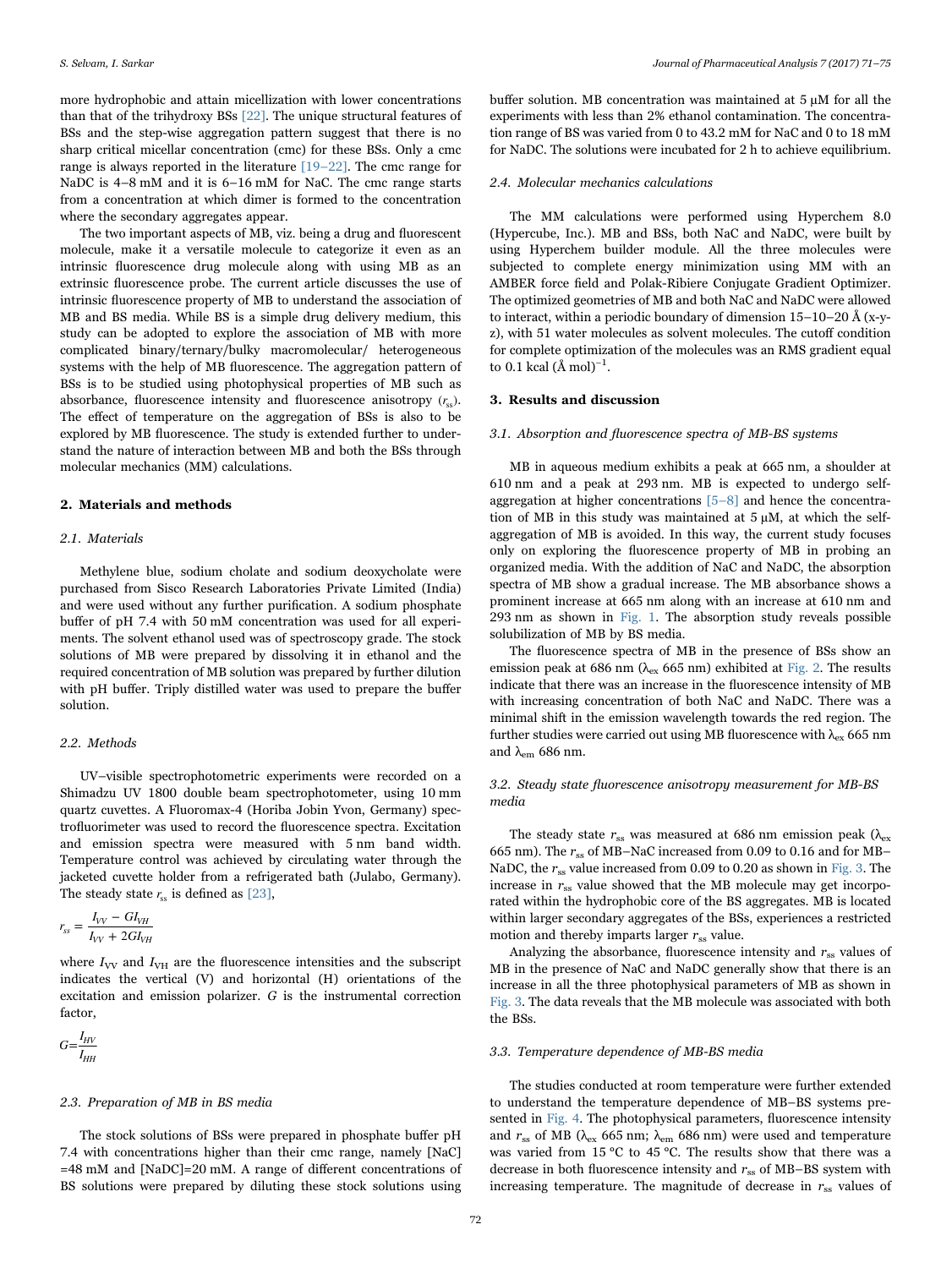more hydrophobic and attain micellization with lower concentrations than that of the trihydroxy BSs [22]. The unique structural features of BSs and the step-wise aggregation pattern suggest that there is no sharp critical micellar concentration (cmc) for these BSs. Only a cmc range is always reported in the literature [19–22]. The cmc range for NaDC is 4–8 mM and it is 6–16 mM for NaC. The cmc range starts from a concentration at which dimer is formed to the concentration where the secondary aggregates appear.

The two important aspects of MB, viz. being a drug and fluorescent molecule, make it a versatile molecule to categorize it even as an intrinsic fluorescence drug molecule along with using MB as an extrinsic fluorescence probe. The current article discusses the use of intrinsic fluorescence property of MB to understand the association of MB and BS media. While BS is a simple drug delivery medium, this study can be adopted to explore the association of MB with more complicated binary/ternary/bulky macromolecular/ heterogeneous systems with the help of MB fluorescence. The aggregation pattern of BSs is to be studied using photophysical properties of MB such as absorbance, fluorescence intensity and fluorescence anisotropy ($r_{ss}$). The effect of temperature on the aggregation of BSs is also to be explored by MB fluorescence. The study is extended further to understand the nature of interaction between MB and both the BSs through molecular mechanics (MM) calculations.

## 2. Materials and methods

### 2.1. Materials

Methylene blue, sodium cholate and sodium deoxycholate were purchased from Sisco Research Laboratories Private Limited (India) and were used without any further purification. A sodium phosphate buffer of pH 7.4 with 50 mM concentration was used for all experiments. The solvent ethanol used was of spectroscopy grade. The stock solutions of MB were prepared by dissolving it in ethanol and the required concentration of MB solution was prepared by further dilution with pH buffer. Triply distilled water was used to prepare the buffer solution.

### 2.2. Methods

UV–visible spectrophotometric experiments were recorded on a Shimadzu UV 1800 double beam spectrophotometer, using 10 mm quartz cuvettes. A Fluoromax-4 (Horiba Jobin Yvon, Germany) spectrofluorimeter was used to record the fluorescence spectra. Excitation and emission spectra were measured with 5 nm band width. Temperature control was achieved by circulating water through the jacketed cuvette holder from a refrigerated bath (Julabo, Germany). The steady state $r_{ss}$ is defined as [23],

$$r_{ss} = \frac{I_{VV} - GI_{VH}}{I_{VV} + 2GI_{VH}}$$

where $I_{VV}$ and $I_{VH}$ are the fluorescence intensities and the subscript indicates the vertical (V) and horizontal (H) orientations of the excitation and emission polarizer. $G$ is the instrumental correction factor,

$$G = \frac{I_{HV}}{I_{HH}}$$

### 2.3. Preparation of MB in BS media

The stock solutions of BSs were prepared in phosphate buffer pH 7.4 with concentrations higher than their cmc range, namely [NaC] =48 mM and [NaDC]=20 mM. A range of different concentrations of BS solutions were prepared by diluting these stock solutions using buffer solution. MB concentration was maintained at 5 μM for all the experiments with less than 2% ethanol contamination. The concentration range of BS was varied from 0 to 43.2 mM for NaC and 0 to 18 mM for NaDC. The solutions were incubated for 2 h to achieve equilibrium.

### 2.4. Molecular mechanics calculations

The MM calculations were performed using Hyperchem 8.0 (Hypercube, Inc.). MB and BSs, both NaC and NaDC, were built by using Hyperchem builder module. All the three molecules were subjected to complete energy minimization using MM with an AMBER force field and Polak-Ribiere Conjugate Gradient Optimizer. The optimized geometries of MB and both NaC and NaDC were allowed to interact, within a periodic boundary of dimension 15–10–20 Å (x-y-z), with 51 water molecules as solvent molecules. The cutoff condition for complete optimization of the molecules was an RMS gradient equal to 0.1 kcal $(\text{Å mol})^{-1}$.

## 3. Results and discussion

### 3.1. Absorption and fluorescence spectra of MB-BS systems

MB in aqueous medium exhibits a peak at 665 nm, a shoulder at 610 nm and a peak at 293 nm. MB is expected to undergo self-aggregation at higher concentrations [5–8] and hence the concentration of MB in this study was maintained at 5 μM, at which the self-aggregation of MB is avoided. In this way, the current study focuses only on exploring the fluorescence property of MB in probing an organized media. With the addition of NaC and NaDC, the absorption spectra of MB show a gradual increase. The MB absorbance shows a prominent increase at 665 nm along with an increase at 610 nm and 293 nm as shown in Fig. 1. The absorption study reveals possible solubilization of MB by BS media.

The fluorescence spectra of MB in the presence of BSs show an emission peak at 686 nm ($\lambda_{ex}$ 665 nm) exhibited at Fig. 2. The results indicate that there was an increase in the fluorescence intensity of MB with increasing concentration of both NaC and NaDC. There was a minimal shift in the emission wavelength towards the red region. The further studies were carried out using MB fluorescence with $\lambda_{ex}$ 665 nm and $\lambda_{em}$ 686 nm.

### 3.2. Steady state fluorescence anisotropy measurement for MB-BS media

The steady state $r_{ss}$ was measured at 686 nm emission peak ($\lambda_{ex}$ 665 nm). The $r_{ss}$ of MB–NaC increased from 0.09 to 0.16 and for MB–NaDC, the $r_{ss}$ value increased from 0.09 to 0.20 as shown in Fig. 3. The increase in $r_{ss}$ value showed that the MB molecule may get incorporated within the hydrophobic core of the BS aggregates. MB is located within larger secondary aggregates of the BSs, experiences a restricted motion and thereby imparts larger $r_{ss}$ value.

Analyzing the absorbance, fluorescence intensity and $r_{ss}$ values of MB in the presence of NaC and NaDC generally show that there is an increase in all the three photophysical parameters of MB as shown in Fig. 3. The data reveals that the MB molecule was associated with both the BSs.

### 3.3. Temperature dependence of MB-BS media

The studies conducted at room temperature were further extended to understand the temperature dependence of MB–BS systems presented in Fig. 4. The photophysical parameters, fluorescence intensity and $r_{ss}$ of MB ($\lambda_{ex}$ 665 nm; $\lambda_{em}$ 686 nm) were used and temperature was varied from 15 °C to 45 °C. The results show that there was a decrease in both fluorescence intensity and $r_{ss}$ of MB–BS system with increasing temperature. The magnitude of decrease in $r_{ss}$ values of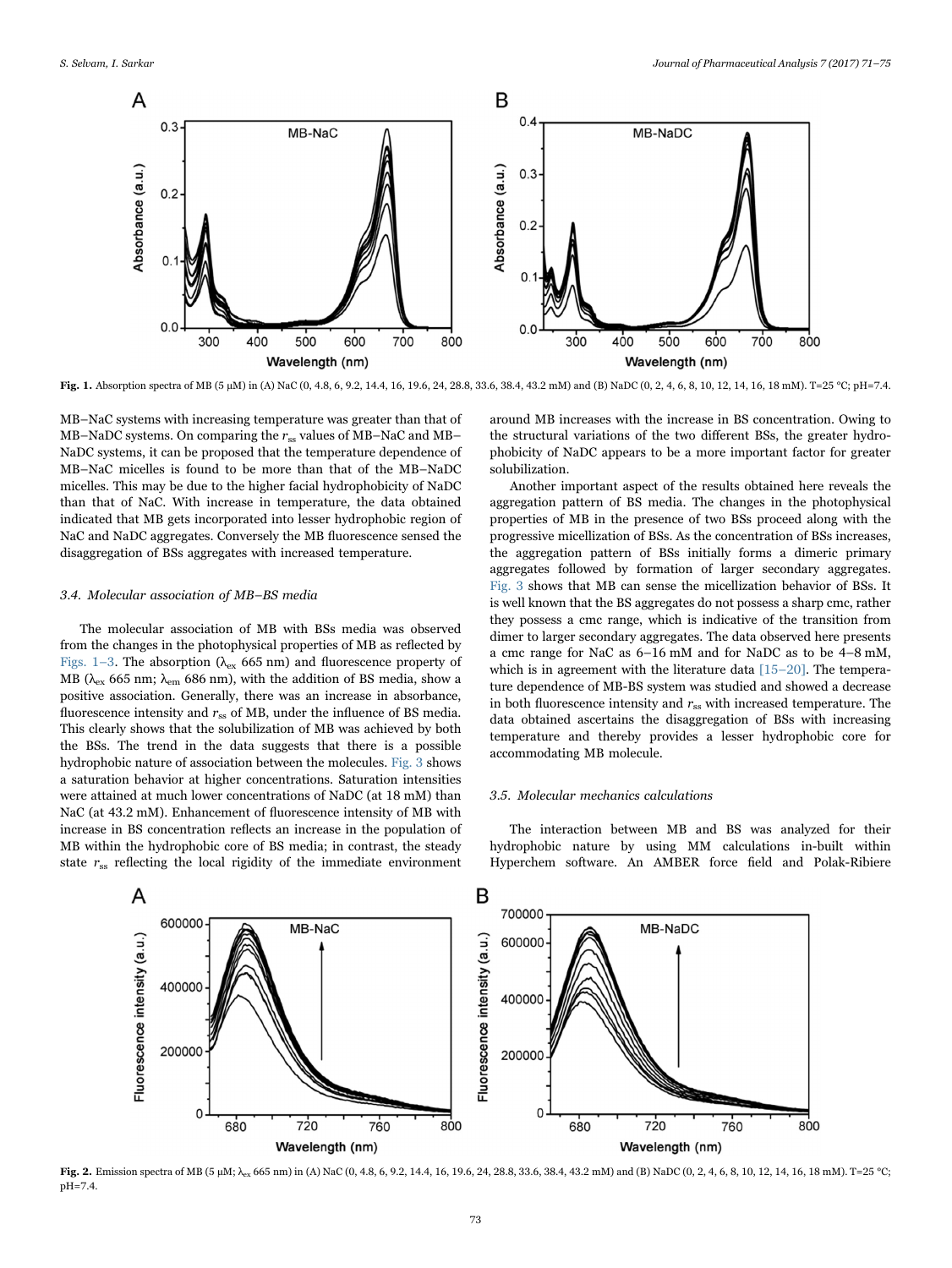Fig. 1. Absorption spectra of MB (5 μM) in (A) NaC (0, 4.8, 6, 9.2, 14.4, 16, 19.6, 24, 28.8, 33.6, 38.4, 43.2 mM) and (B) NaDC (0, 2, 4, 6, 8, 10, 12, 14, 16, 18 mM). T=25 °C; pH=7.4.

MB–NaC systems with increasing temperature was greater than that of MB–NaDC systems. On comparing the $r_{ss}$ values of MB–NaC and MB–NaDC systems, it can be proposed that the temperature dependence of MB–NaC micelles is found to be more than that of the MB–NaDC micelles. This may be due to the higher facial hydrophobicity of NaDC than that of NaC. With increase in temperature, the data obtained indicated that MB gets incorporated into lesser hydrophobic region of NaC and NaDC aggregates. Conversely the MB fluorescence sensed the disaggregation of BSs aggregates with increased temperature.

### 3.4. Molecular association of MB–BS media

The molecular association of MB with BSs media was observed from the changes in the photophysical properties of MB as reflected by Figs. 1–3. The absorption ($\lambda_{ex}$ 665 nm) and fluorescence property of MB ($\lambda_{ex}$ 665 nm; $\lambda_{em}$ 686 nm), with the addition of BS media, show a positive association. Generally, there was an increase in absorbance, fluorescence intensity and $r_{ss}$ of MB, under the influence of BS media. This clearly shows that the solubilization of MB was achieved by both the BSs. The trend in the data suggests that there is a possible hydrophobic nature of association between the molecules. Fig. 3 shows a saturation behavior at higher concentrations. Saturation intensities were attained at much lower concentrations of NaDC (at 18 mM) than NaC (at 43.2 mM). Enhancement of fluorescence intensity of MB with increase in BS concentration reflects an increase in the population of MB within the hydrophobic core of BS media; in contrast, the steady state $r_{ss}$ reflecting the local rigidity of the immediate environment around MB increases with the increase in BS concentration. Owing to the structural variations of the two different BSs, the greater hydrophobicity of NaDC appears to be a more important factor for greater solubilization.

Another important aspect of the results obtained here reveals the aggregation pattern of BS media. The changes in the photophysical properties of MB in the presence of two BSs proceed along with the progressive micellization of BSs. As the concentration of BSs increases, the aggregation pattern of BSs initially forms a dimeric primary aggregates followed by formation of larger secondary aggregates. Fig. 3 shows that MB can sense the micellization behavior of BSs. It is well known that the BS aggregates do not possess a sharp cmc, rather they possess a cmc range, which is indicative of the transition from dimer to larger secondary aggregates. The data observed here presents a cmc range for NaC as 6–16 mM and for NaDC as to be 4–8 mM, which is in agreement with the literature data [15–20]. The temperature dependence of MB-BS system was studied and showed a decrease in both fluorescence intensity and $r_{ss}$ with increased temperature. The data obtained ascertains the disaggregation of BSs with increasing temperature and thereby provides a lesser hydrophobic core for accommodating MB molecule.

### 3.5. Molecular mechanics calculations

The interaction between MB and BS was analyzed for their hydrophobic nature by using MM calculations in-built within Hyperchem software. An AMBER force field and Polak-Ribiere

Fig. 2. Emission spectra of MB (5 μM; $\lambda_{ex}$ 665 nm) in (A) NaC (0, 4.8, 6, 9.2, 14.4, 16, 19.6, 24, 28.8, 33.6, 38.4, 43.2 mM) and (B) NaDC (0, 2, 4, 6, 8, 10, 12, 14, 16, 18 mM). T=25 °C; pH=7.4.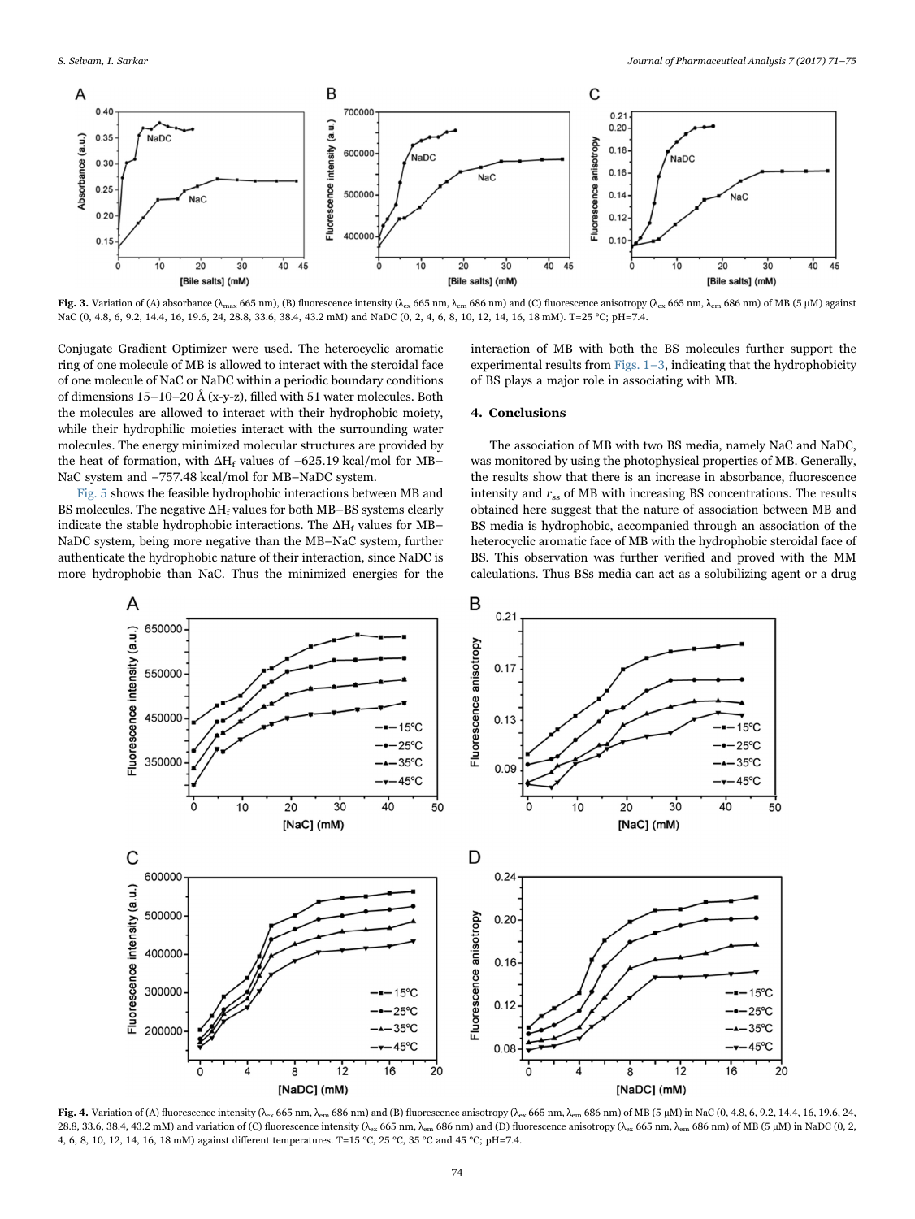**Fig. 3.** Variation of (A) absorbance ($\lambda_{max}$ 665 nm), (B) fluorescence intensity ($\lambda_{ex}$ 665 nm, $\lambda_{em}$ 686 nm) and (C) fluorescence anisotropy ($\lambda_{ex}$ 665 nm, $\lambda_{em}$ 686 nm) of MB (5 μM) against NaC (0, 4.8, 6, 9.2, 14.4, 16, 19.6, 24, 28.8, 33.6, 38.4, 43.2 mM) and NaDC (0, 2, 4, 6, 8, 10, 12, 14, 16, 18 mM). T=25 °C; pH=7.4.

Conjugate Gradient Optimizer were used. The heterocyclic aromatic ring of one molecule of MB is allowed to interact with the steroidal face of one molecule of NaC or NaDC within a periodic boundary conditions of dimensions 15–10–20 Å (x-y-z), filled with 51 water molecules. Both the molecules are allowed to interact with their hydrophobic moiety, while their hydrophilic moieties interact with the surrounding water molecules. The energy minimized molecular structures are provided by the heat of formation, with $\Delta H_f$ values of −625.19 kcal/mol for MB–NaC system and −757.48 kcal/mol for MB–NaDC system.

Fig. 5 shows the feasible hydrophobic interactions between MB and BS molecules. The negative $\Delta H_f$ values for both MB–BS systems clearly indicate the stable hydrophobic interactions. The $\Delta H_f$ values for MB–NaDC system, being more negative than the MB–NaC system, further authenticate the hydrophobic nature of their interaction, since NaDC is more hydrophobic than NaC. Thus the minimized energies for the interaction of MB with both the BS molecules further support the experimental results from Figs. 1–3, indicating that the hydrophobicity of BS plays a major role in associating with MB.

## 4. Conclusions

The association of MB with two BS media, namely NaC and NaDC, was monitored by using the photophysical properties of MB. Generally, the results show that there is an increase in absorbance, fluorescence intensity and $r_{ss}$ of MB with increasing BS concentrations. The results obtained here suggest that the nature of association between MB and BS media is hydrophobic, accompanied through an association of the heterocyclic aromatic face of MB with the hydrophobic steroidal face of BS. This observation was further verified and proved with the MM calculations. Thus BSs media can act as a solubilizing agent or a drug

**Fig. 4.** Variation of (A) fluorescence intensity ($\lambda_{ex}$ 665 nm, $\lambda_{em}$ 686 nm) and (B) fluorescence anisotropy ($\lambda_{ex}$ 665 nm, $\lambda_{em}$ 686 nm) of MB (5 μM) in NaC (0, 4.8, 6, 9.2, 14.4, 16, 19.6, 24, 28.8, 33.6, 38.4, 43.2 mM) and variation of (C) fluorescence intensity ($\lambda_{ex}$ 665 nm, $\lambda_{em}$ 686 nm) and (D) fluorescence anisotropy ($\lambda_{ex}$ 665 nm, $\lambda_{em}$ 686 nm) of MB (5 μM) in NaDC (0, 2, 4, 6, 8, 10, 12, 14, 16, 18 mM) against different temperatures. T=15 °C, 25 °C, 35 °C and 45 °C; pH=7.4.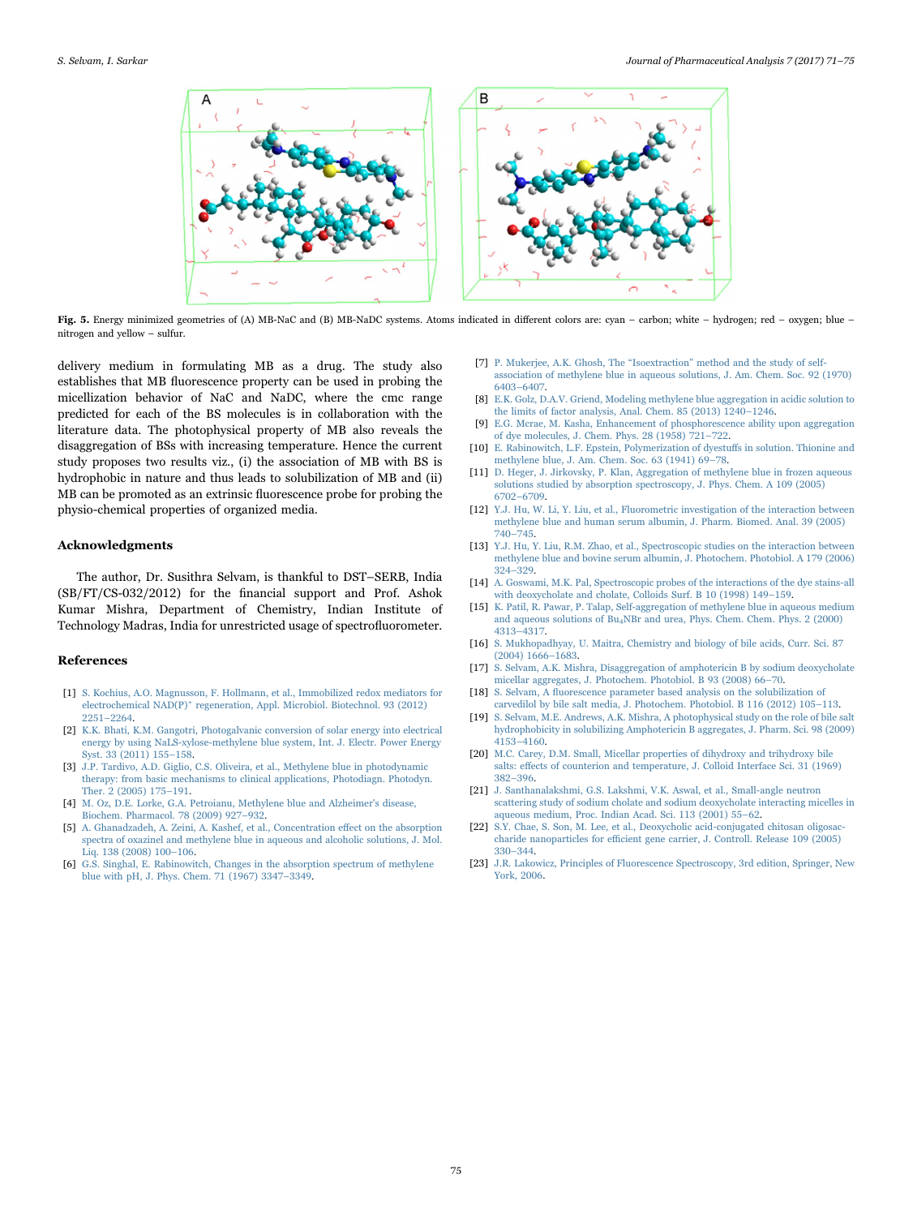Fig. 5. Energy minimized geometries of (A) MB-NaC and (B) MB-NaDC systems. Atoms indicated in different colors are: cyan – carbon; white – hydrogen; red – oxygen; blue – nitrogen and yellow – sulfur.

delivery medium in formulating MB as a drug. The study also establishes that MB fluorescence property can be used in probing the micellization behavior of NaC and NaDC, where the cmc range predicted for each of the BS molecules is in collaboration with the literature data. The photophysical property of MB also reveals the disaggregation of BSs with increasing temperature. Hence the current study proposes two results viz., (i) the association of MB with BS is hydrophobic in nature and thus leads to solubilization of MB and (ii) MB can be promoted as an extrinsic fluorescence probe for probing the physio-chemical properties of organized media.

## Acknowledgments

The author, Dr. Susithra Selvam, is thankful to DST–SERB, India (SB/FT/CS-032/2012) for the financial support and Prof. Ashok Kumar Mishra, Department of Chemistry, Indian Institute of Technology Madras, India for unrestricted usage of spectrofluorometer.

## References

[1] S. Kochius, A.O. Magnusson, F. Hollmann, et al., Immobilized redox mediators for electrochemical NAD(P)$^+$ regeneration, Appl. Microbiol. Biotechnol. 93 (2012) 2251–2264.

[2] K.K. Bhati, K.M. Gangotri, Photogalvanic conversion of solar energy into electrical energy by using NaLS-xylose-methylene blue system, Int. J. Electr. Power Energy Syst. 33 (2011) 155–158.

[3] J.P. Tardivo, A.D. Giglio, C.S. Oliveira, et al., Methylene blue in photodynamic therapy: from basic mechanisms to clinical applications, Photodiagn. Photodyn. Ther. 2 (2005) 175–191.

[4] M. Oz, D.E. Lorke, G.A. Petroianu, Methylene blue and Alzheimer's disease, Biochem. Pharmacol. 78 (2009) 927–932.

[5] A. Ghanadzadeh, A. Zeini, A. Kashef, et al., Concentration effect on the absorption spectra of oxazinel and methylene blue in aqueous and alcoholic solutions, J. Mol. Liq. 138 (2008) 100–106.

[6] G.S. Singhal, E. Rabinowitch, Changes in the absorption spectrum of methylene blue with pH, J. Phys. Chem. 71 (1967) 3347–3349.

[7] P. Mukerjee, A.K. Ghosh, The "Isoextraction" method and the study of self-association of methylene blue in aqueous solutions, J. Am. Chem. Soc. 92 (1970) 6403–6407.

[8] E.K. Golz, D.A.V. Griend, Modeling methylene blue aggregation in acidic solution to the limits of factor analysis, Anal. Chem. 85 (2013) 1240–1246.

[9] E.G. Mcrae, M. Kasha, Enhancement of phosphorescence ability upon aggregation of dye molecules, J. Chem. Phys. 28 (1958) 721–722.

[10] E. Rabinowitch, L.F. Epstein, Polymerization of dyestuffs in solution. Thionine and methylene blue, J. Am. Chem. Soc. 63 (1941) 69–78.

[11] D. Heger, J. Jirkovsky, P. Klan, Aggregation of methylene blue in frozen aqueous solutions studied by absorption spectroscopy, J. Phys. Chem. A 109 (2005) 6702–6709.

[12] Y.J. Hu, W. Li, Y. Liu, et al., Fluorometric investigation of the interaction between methylene blue and human serum albumin, J. Pharm. Biomed. Anal. 39 (2005) 740–745.

[13] Y.J. Hu, Y. Liu, R.M. Zhao, et al., Spectroscopic studies on the interaction between methylene blue and bovine serum albumin, J. Photochem. Photobiol. A 179 (2006) 324–329.

[14] A. Goswami, M.K. Pal, Spectroscopic probes of the interactions of the dye stains-all with deoxycholate and cholate, Colloids Surf. B 10 (1998) 149–159.

[15] K. Patil, R. Pawar, P. Talap, Self-aggregation of methylene blue in aqueous medium and aqueous solutions of $Bu_4NBr$ and urea, Phys. Chem. Chem. Phys. 2 (2000) 4313–4317.

[16] S. Mukhopadhyay, U. Maitra, Chemistry and biology of bile acids, Curr. Sci. 87 (2004) 1666–1683.

[17] S. Selvam, A.K. Mishra, Disaggregation of amphotericin B by sodium deoxycholate micellar aggregates, J. Photochem. Photobiol. B 93 (2008) 66–70.

[18] S. Selvam, A fluorescence parameter based analysis on the solubilization of carvedilol by bile salt media, J. Photochem. Photobiol. B 116 (2012) 105–113.

[19] S. Selvam, M.E. Andrews, A.K. Mishra, A photophysical study on the role of bile salt hydrophobicity in solubilizing Amphotericin B aggregates, J. Pharm. Sci. 98 (2009) 4153–4160.

[20] M.C. Carey, D.M. Small, Micellar properties of dihydroxy and trihydroxy bile salts: effects of counterion and temperature, J. Colloid Interface Sci. 31 (1969) 382–396.

[21] J. Santhanalakshmi, G.S. Lakshmi, V.K. Aswal, et al., Small-angle neutron scattering study of sodium cholate and sodium deoxycholate interacting micelles in aqueous medium, Proc. Indian Acad. Sci. 113 (2001) 55–62.

[22] S.Y. Chae, S. Son, M. Lee, et al., Deoxycholic acid-conjugated chitosan oligosaccharide nanoparticles for efficient gene carrier, J. Controll. Release 109 (2005) 330–344.

[23] J.R. Lakowicz, Principles of Fluorescence Spectroscopy, 3rd edition, Springer, New York, 2006.